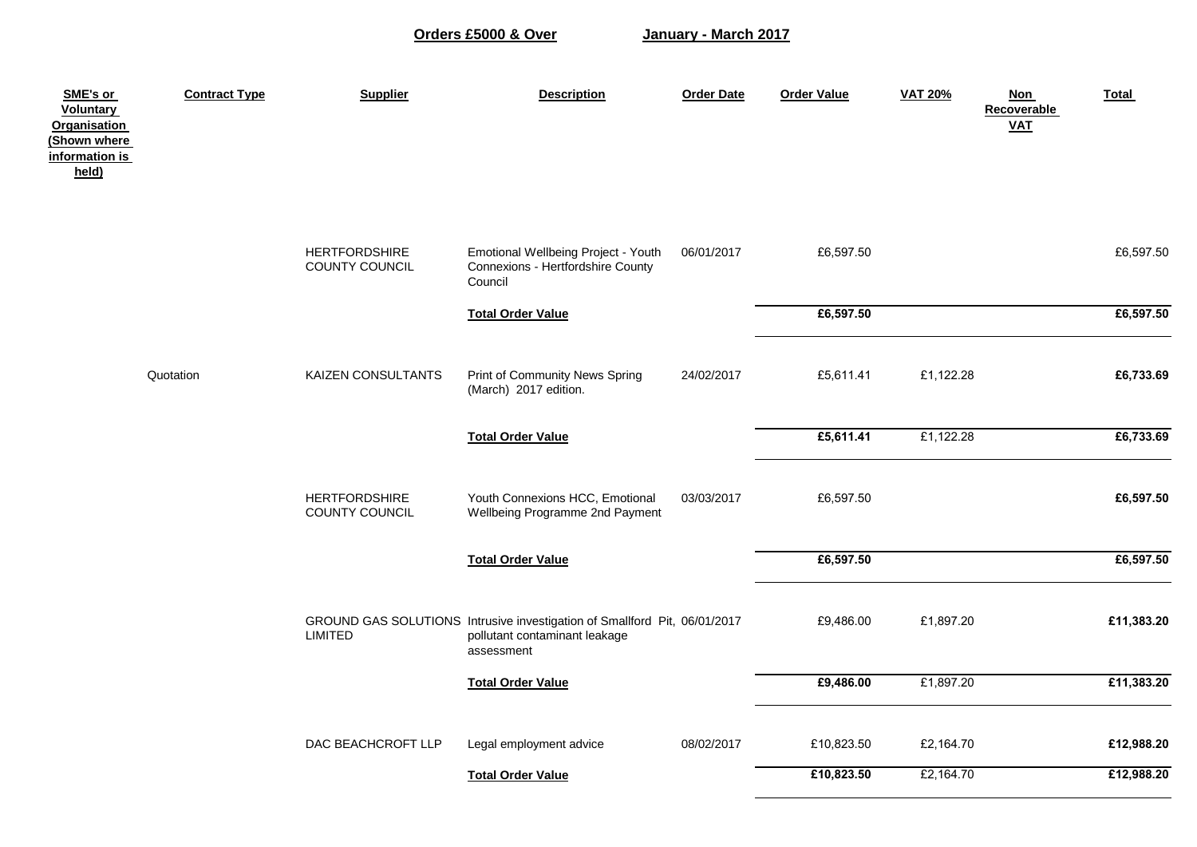**Orders £5000 & Over** **January - March 2017**

| SME's or Voluntary Organisation (Shown where information is held) | Contract Type | Supplier | Description | Order Date | Order Value | VAT 20% | Non Recoverable VAT | Total |
|---|---|---|---|---|---|---|---|---|
| | | HERTFORDSHIRE COUNTY COUNCIL | Emotional Wellbeing Project - Youth Connexions - Hertfordshire County Council | 06/01/2017 | £6,597.50 | | | £6,597.50 |
| | | | **Total Order Value** | | **£6,597.50** | | | **£6,597.50** |
| | Quotation | KAIZEN CONSULTANTS | Print of Community News Spring (March) 2017 edition. | 24/02/2017 | £5,611.41 | £1,122.28 | | **£6,733.69** |
| | | | **Total Order Value** | | **£5,611.41** | £1,122.28 | | **£6,733.69** |
| | | HERTFORDSHIRE COUNTY COUNCIL | Youth Connexions HCC, Emotional Wellbeing Programme 2nd Payment | 03/03/2017 | £6,597.50 | | | **£6,597.50** |
| | | | **Total Order Value** | | **£6,597.50** | | | **£6,597.50** |
| | | GROUND GAS SOLUTIONS LIMITED | Intrusive investigation of Smallford Pit, pollutant contaminant leakage assessment | 06/01/2017 | £9,486.00 | £1,897.20 | | **£11,383.20** |
| | | | **Total Order Value** | | **£9,486.00** | £1,897.20 | | **£11,383.20** |
| | | DAC BEACHCROFT LLP | Legal employment advice | 08/02/2017 | £10,823.50 | £2,164.70 | | **£12,988.20** |
| | | | **Total Order Value** | | **£10,823.50** | £2,164.70 | | **£12,988.20** |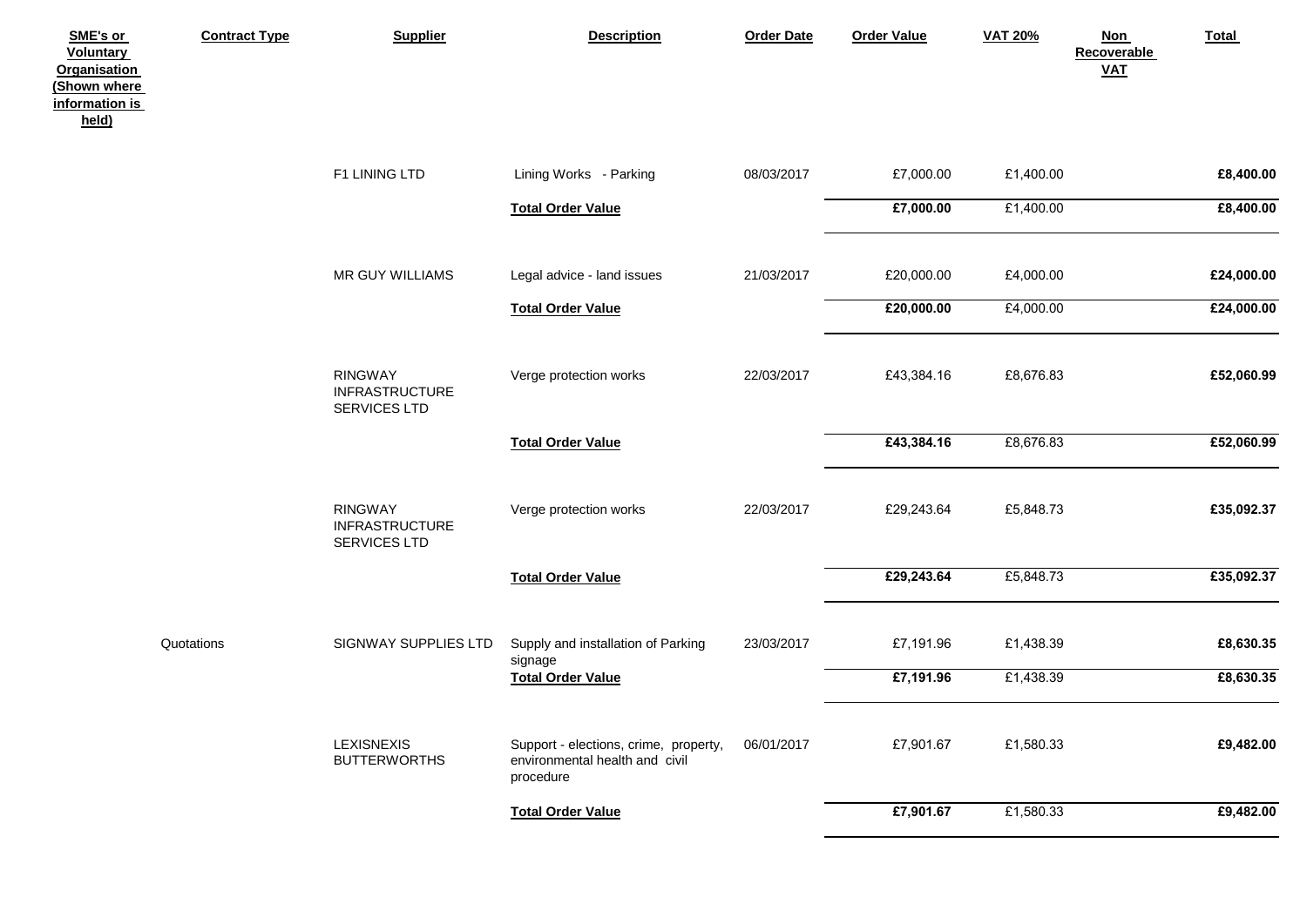| SME's or Voluntary Organisation (Shown where information is held) | Contract Type | Supplier | Description | Order Date | Order Value | VAT 20% | Non Recoverable VAT | Total |
|---|---|---|---|---|---|---|---|---|
| | | F1 LINING LTD | Lining Works - Parking | 08/03/2017 | £7,000.00 | £1,400.00 | | **£8,400.00** |
| | | | **Total Order Value** | | **£7,000.00** | £1,400.00 | | **£8,400.00** |
| | | MR GUY WILLIAMS | Legal advice - land issues | 21/03/2017 | £20,000.00 | £4,000.00 | | **£24,000.00** |
| | | | **Total Order Value** | | **£20,000.00** | £4,000.00 | | **£24,000.00** |
| | | RINGWAY INFRASTRUCTURE SERVICES LTD | Verge protection works | 22/03/2017 | £43,384.16 | £8,676.83 | | **£52,060.99** |
| | | | **Total Order Value** | | **£43,384.16** | £8,676.83 | | **£52,060.99** |
| | | RINGWAY INFRASTRUCTURE SERVICES LTD | Verge protection works | 22/03/2017 | £29,243.64 | £5,848.73 | | **£35,092.37** |
| | | | **Total Order Value** | | **£29,243.64** | £5,848.73 | | **£35,092.37** |
| | Quotations | SIGNWAY SUPPLIES LTD | Supply and installation of Parking signage | 23/03/2017 | £7,191.96 | £1,438.39 | | **£8,630.35** |
| | | | **Total Order Value** | | **£7,191.96** | £1,438.39 | | **£8,630.35** |
| | | LEXISNEXIS BUTTERWORTHS | Support - elections, crime, property, environmental health and civil procedure | 06/01/2017 | £7,901.67 | £1,580.33 | | **£9,482.00** |
| | | | **Total Order Value** | | **£7,901.67** | £1,580.33 | | **£9,482.00** |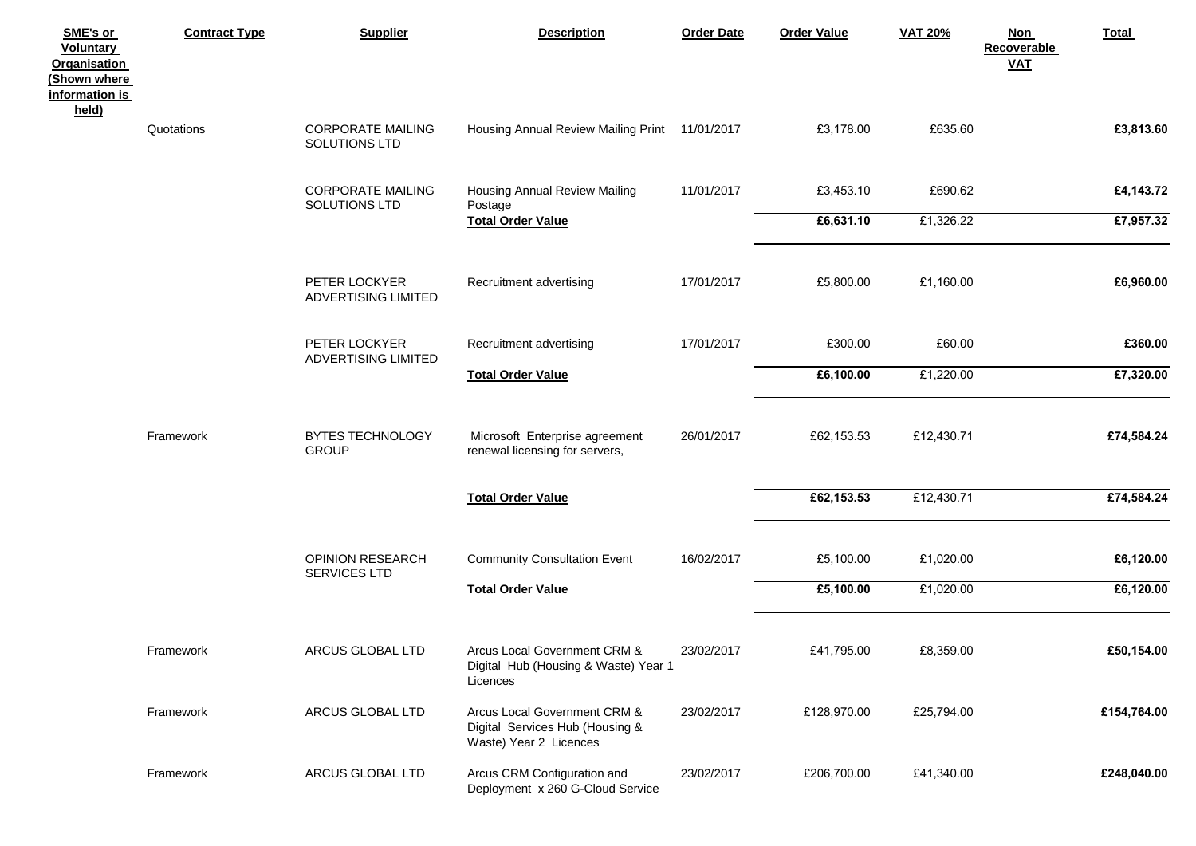| SME's or Voluntary Organisation (Shown where information is held) | Contract Type | Supplier | Description | Order Date | Order Value | VAT 20% | Non Recoverable VAT | Total |
|---|---|---|---|---|---|---|---|---|
| | Quotations | CORPORATE MAILING SOLUTIONS LTD | Housing Annual Review Mailing Print | 11/01/2017 | £3,178.00 | £635.60 | | **£3,813.60** |
| | | CORPORATE MAILING SOLUTIONS LTD | Housing Annual Review Mailing Postage | 11/01/2017 | £3,453.10 | £690.62 | | **£4,143.72** |
| | | | **Total Order Value** | | **£6,631.10** | £1,326.22 | | **£7,957.32** |
| | | PETER LOCKYER ADVERTISING LIMITED | Recruitment advertising | 17/01/2017 | £5,800.00 | £1,160.00 | | **£6,960.00** |
| | | PETER LOCKYER ADVERTISING LIMITED | Recruitment advertising | 17/01/2017 | £300.00 | £60.00 | | **£360.00** |
| | | | **Total Order Value** | | **£6,100.00** | £1,220.00 | | **£7,320.00** |
| | Framework | BYTES TECHNOLOGY GROUP | Microsoft Enterprise agreement renewal licensing for servers, | 26/01/2017 | £62,153.53 | £12,430.71 | | **£74,584.24** |
| | | | **Total Order Value** | | **£62,153.53** | £12,430.71 | | **£74,584.24** |
| | | OPINION RESEARCH SERVICES LTD | Community Consultation Event | 16/02/2017 | £5,100.00 | £1,020.00 | | **£6,120.00** |
| | | | **Total Order Value** | | **£5,100.00** | £1,020.00 | | **£6,120.00** |
| | Framework | ARCUS GLOBAL LTD | Arcus Local Government CRM & Digital Hub (Housing & Waste) Year 1 Licences | 23/02/2017 | £41,795.00 | £8,359.00 | | **£50,154.00** |
| | Framework | ARCUS GLOBAL LTD | Arcus Local Government CRM & Digital Services Hub (Housing & Waste) Year 2 Licences | 23/02/2017 | £128,970.00 | £25,794.00 | | **£154,764.00** |
| | Framework | ARCUS GLOBAL LTD | Arcus CRM Configuration and Deployment x 260 G-Cloud Service | 23/02/2017 | £206,700.00 | £41,340.00 | | **£248,040.00** |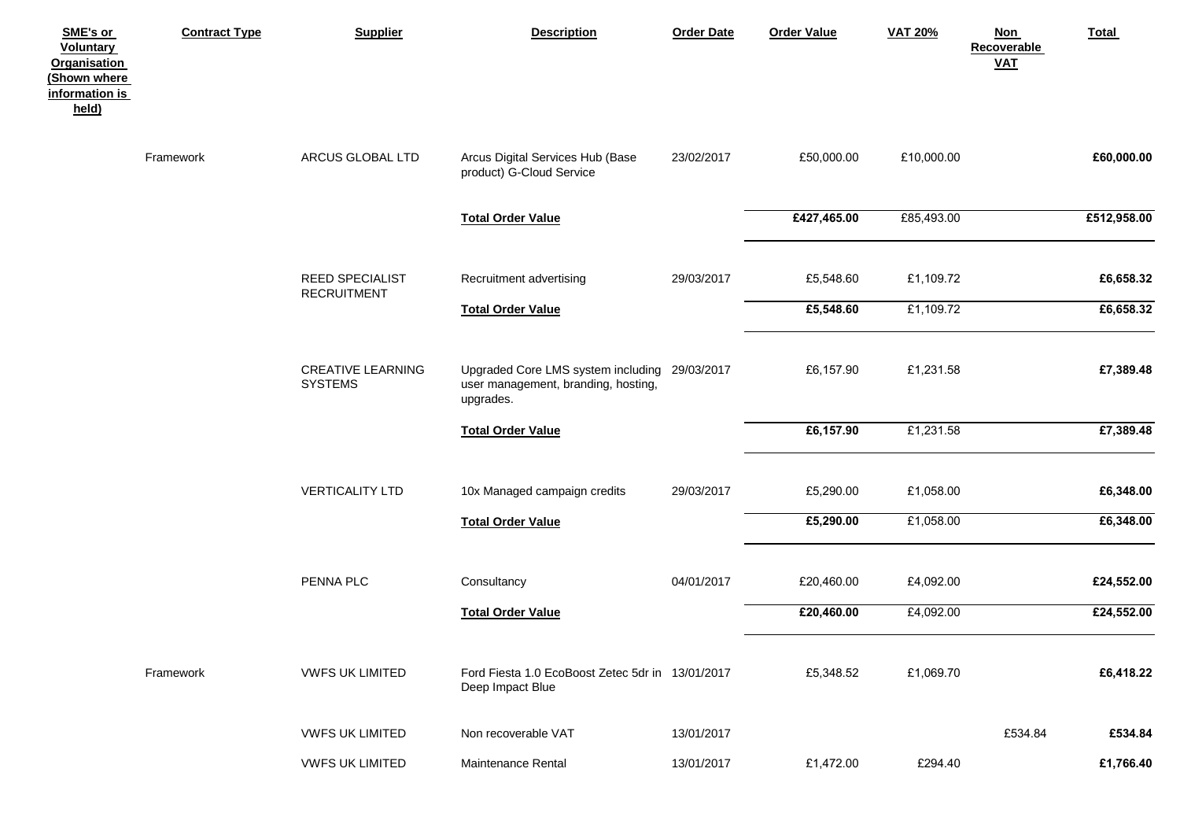| SME's or Voluntary Organisation (Shown where information is held) | Contract Type | Supplier | Description | Order Date | Order Value | VAT 20% | Non Recoverable VAT | Total |
|---|---|---|---|---|---|---|---|---|
| | Framework | ARCUS GLOBAL LTD | Arcus Digital Services Hub (Base product) G-Cloud Service | 23/02/2017 | £50,000.00 | £10,000.00 | | **£60,000.00** |
| | | | **Total Order Value** | | **£427,465.00** | £85,493.00 | | **£512,958.00** |
| | | REED SPECIALIST RECRUITMENT | Recruitment advertising | 29/03/2017 | £5,548.60 | £1,109.72 | | **£6,658.32** |
| | | | **Total Order Value** | | **£5,548.60** | £1,109.72 | | **£6,658.32** |
| | | CREATIVE LEARNING SYSTEMS | Upgraded Core LMS system including user management, branding, hosting, upgrades. | 29/03/2017 | £6,157.90 | £1,231.58 | | **£7,389.48** |
| | | | **Total Order Value** | | **£6,157.90** | £1,231.58 | | **£7,389.48** |
| | | VERTICALITY LTD | 10x Managed campaign credits | 29/03/2017 | £5,290.00 | £1,058.00 | | **£6,348.00** |
| | | | **Total Order Value** | | **£5,290.00** | £1,058.00 | | **£6,348.00** |
| | | PENNA PLC | Consultancy | 04/01/2017 | £20,460.00 | £4,092.00 | | **£24,552.00** |
| | | | **Total Order Value** | | **£20,460.00** | £4,092.00 | | **£24,552.00** |
| | Framework | VWFS UK LIMITED | Ford Fiesta 1.0 EcoBoost Zetec 5dr in Deep Impact Blue | 13/01/2017 | £5,348.52 | £1,069.70 | | **£6,418.22** |
| | | VWFS UK LIMITED | Non recoverable VAT | 13/01/2017 | | | £534.84 | **£534.84** |
| | | VWFS UK LIMITED | Maintenance Rental | 13/01/2017 | £1,472.00 | £294.40 | | **£1,766.40** |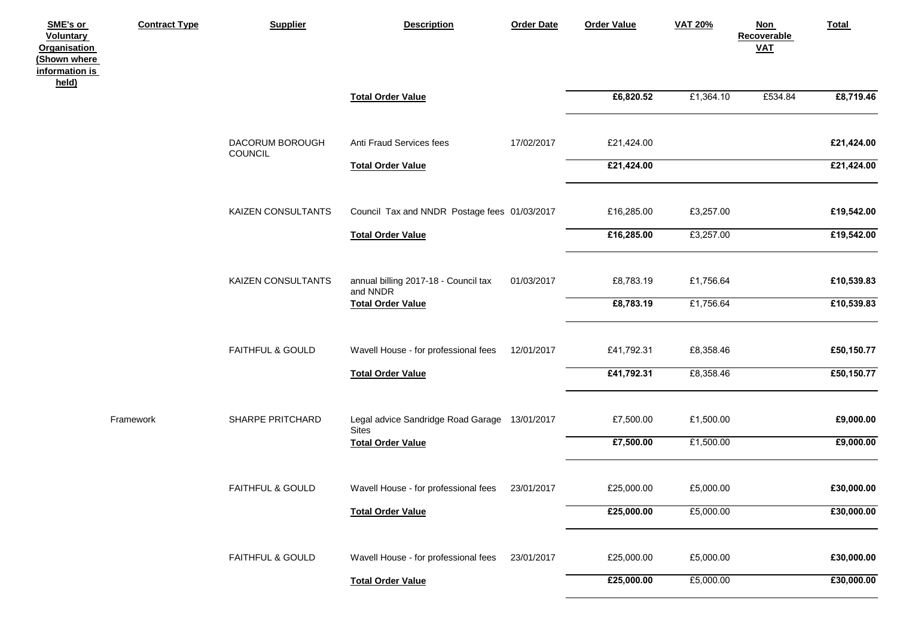| SME's or Voluntary Organisation (Shown where information is held) | Contract Type | Supplier | Description | Order Date | Order Value | VAT 20% | Non Recoverable VAT | Total |
|---|---|---|---|---|---|---|---|---|
| | | | **Total Order Value** | | **£6,820.52** | £1,364.10 | £534.84 | **£8,719.46** |
| | | DACORUM BOROUGH COUNCIL | Anti Fraud Services fees | 17/02/2017 | £21,424.00 | | | **£21,424.00** |
| | | | **Total Order Value** | | **£21,424.00** | | | **£21,424.00** |
| | | KAIZEN CONSULTANTS | Council Tax and NNDR Postage fees | 01/03/2017 | £16,285.00 | £3,257.00 | | **£19,542.00** |
| | | | **Total Order Value** | | **£16,285.00** | £3,257.00 | | **£19,542.00** |
| | | KAIZEN CONSULTANTS | annual billing 2017-18 - Council tax and NNDR | 01/03/2017 | £8,783.19 | £1,756.64 | | **£10,539.83** |
| | | | **Total Order Value** | | **£8,783.19** | £1,756.64 | | **£10,539.83** |
| | | FAITHFUL & GOULD | Wavell House - for professional fees | 12/01/2017 | £41,792.31 | £8,358.46 | | **£50,150.77** |
| | | | **Total Order Value** | | **£41,792.31** | £8,358.46 | | **£50,150.77** |
| | Framework | SHARPE PRITCHARD | Legal advice Sandridge Road Garage Sites | 13/01/2017 | £7,500.00 | £1,500.00 | | **£9,000.00** |
| | | | **Total Order Value** | | **£7,500.00** | £1,500.00 | | **£9,000.00** |
| | | FAITHFUL & GOULD | Wavell House - for professional fees | 23/01/2017 | £25,000.00 | £5,000.00 | | **£30,000.00** |
| | | | **Total Order Value** | | **£25,000.00** | £5,000.00 | | **£30,000.00** |
| | | FAITHFUL & GOULD | Wavell House - for professional fees | 23/01/2017 | £25,000.00 | £5,000.00 | | **£30,000.00** |
| | | | **Total Order Value** | | **£25,000.00** | £5,000.00 | | **£30,000.00** |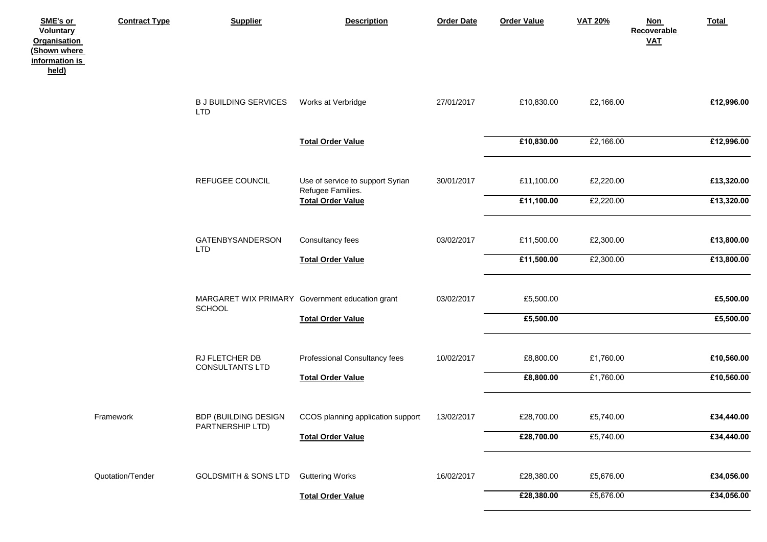| SME's or Voluntary Organisation (Shown where information is held) | Contract Type | Supplier | Description | Order Date | Order Value | VAT 20% | Non Recoverable VAT | Total |
|---|---|---|---|---|---|---|---|---|
| | | B J BUILDING SERVICES LTD | Works at Verbridge | 27/01/2017 | £10,830.00 | £2,166.00 | | **£12,996.00** |
| | | | **Total Order Value** | | **£10,830.00** | £2,166.00 | | **£12,996.00** |
| | | REFUGEE COUNCIL | Use of service to support Syrian Refugee Families. | 30/01/2017 | £11,100.00 | £2,220.00 | | **£13,320.00** |
| | | | **Total Order Value** | | **£11,100.00** | £2,220.00 | | **£13,320.00** |
| | | GATENBYSANDERSON LTD | Consultancy fees | 03/02/2017 | £11,500.00 | £2,300.00 | | **£13,800.00** |
| | | | **Total Order Value** | | **£11,500.00** | £2,300.00 | | **£13,800.00** |
| | | MARGARET WIX PRIMARY SCHOOL | Government education grant | 03/02/2017 | £5,500.00 | | | **£5,500.00** |
| | | | **Total Order Value** | | **£5,500.00** | | | **£5,500.00** |
| | | RJ FLETCHER DB CONSULTANTS LTD | Professional Consultancy fees | 10/02/2017 | £8,800.00 | £1,760.00 | | **£10,560.00** |
| | | | **Total Order Value** | | **£8,800.00** | £1,760.00 | | **£10,560.00** |
| | Framework | BDP (BUILDING DESIGN PARTNERSHIP LTD) | CCOS planning application support | 13/02/2017 | £28,700.00 | £5,740.00 | | **£34,440.00** |
| | | | **Total Order Value** | | **£28,700.00** | £5,740.00 | | **£34,440.00** |
| | Quotation/Tender | GOLDSMITH & SONS LTD | Guttering Works | 16/02/2017 | £28,380.00 | £5,676.00 | | **£34,056.00** |
| | | | **Total Order Value** | | **£28,380.00** | £5,676.00 | | **£34,056.00** |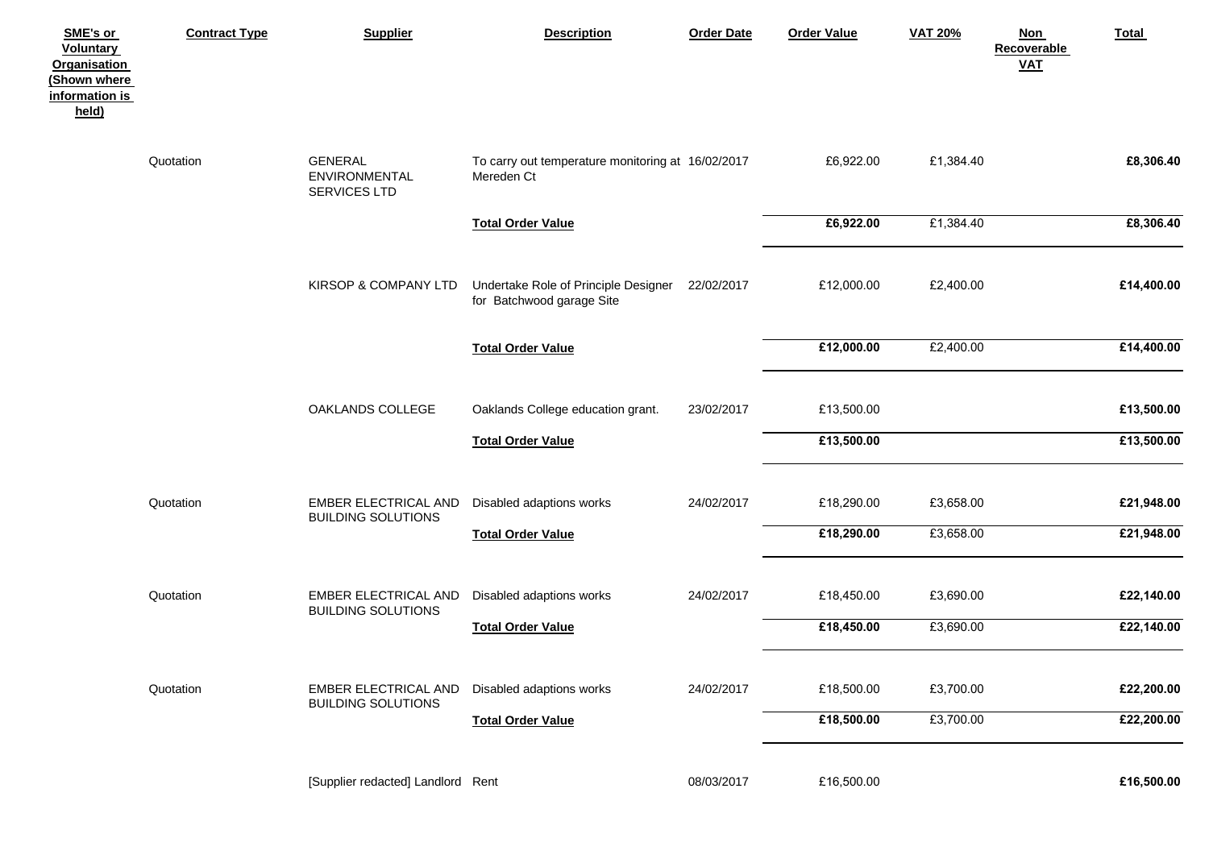| SME's or Voluntary Organisation (Shown where information is held) | Contract Type | Supplier | Description | Order Date | Order Value | VAT 20% | Non Recoverable VAT | Total |
|---|---|---|---|---|---|---|---|---|
| | Quotation | GENERAL ENVIRONMENTAL SERVICES LTD | To carry out temperature monitoring at Mereden Ct | 16/02/2017 | £6,922.00 | £1,384.40 | | **£8,306.40** |
| | | | **Total Order Value** | | **£6,922.00** | £1,384.40 | | **£8,306.40** |
| | | KIRSOP & COMPANY LTD | Undertake Role of Principle Designer for Batchwood garage Site | 22/02/2017 | £12,000.00 | £2,400.00 | | **£14,400.00** |
| | | | **Total Order Value** | | **£12,000.00** | £2,400.00 | | **£14,400.00** |
| | | OAKLANDS COLLEGE | Oaklands College education grant. | 23/02/2017 | £13,500.00 | | | **£13,500.00** |
| | | | **Total Order Value** | | **£13,500.00** | | | **£13,500.00** |
| | Quotation | EMBER ELECTRICAL AND BUILDING SOLUTIONS | Disabled adaptions works | 24/02/2017 | £18,290.00 | £3,658.00 | | **£21,948.00** |
| | | | **Total Order Value** | | **£18,290.00** | £3,658.00 | | **£21,948.00** |
| | Quotation | EMBER ELECTRICAL AND BUILDING SOLUTIONS | Disabled adaptions works | 24/02/2017 | £18,450.00 | £3,690.00 | | **£22,140.00** |
| | | | **Total Order Value** | | **£18,450.00** | £3,690.00 | | **£22,140.00** |
| | Quotation | EMBER ELECTRICAL AND BUILDING SOLUTIONS | Disabled adaptions works | 24/02/2017 | £18,500.00 | £3,700.00 | | **£22,200.00** |
| | | | **Total Order Value** | | **£18,500.00** | £3,700.00 | | **£22,200.00** |
| | | [Supplier redacted] Landlord | Rent | 08/03/2017 | £16,500.00 | | | **£16,500.00** |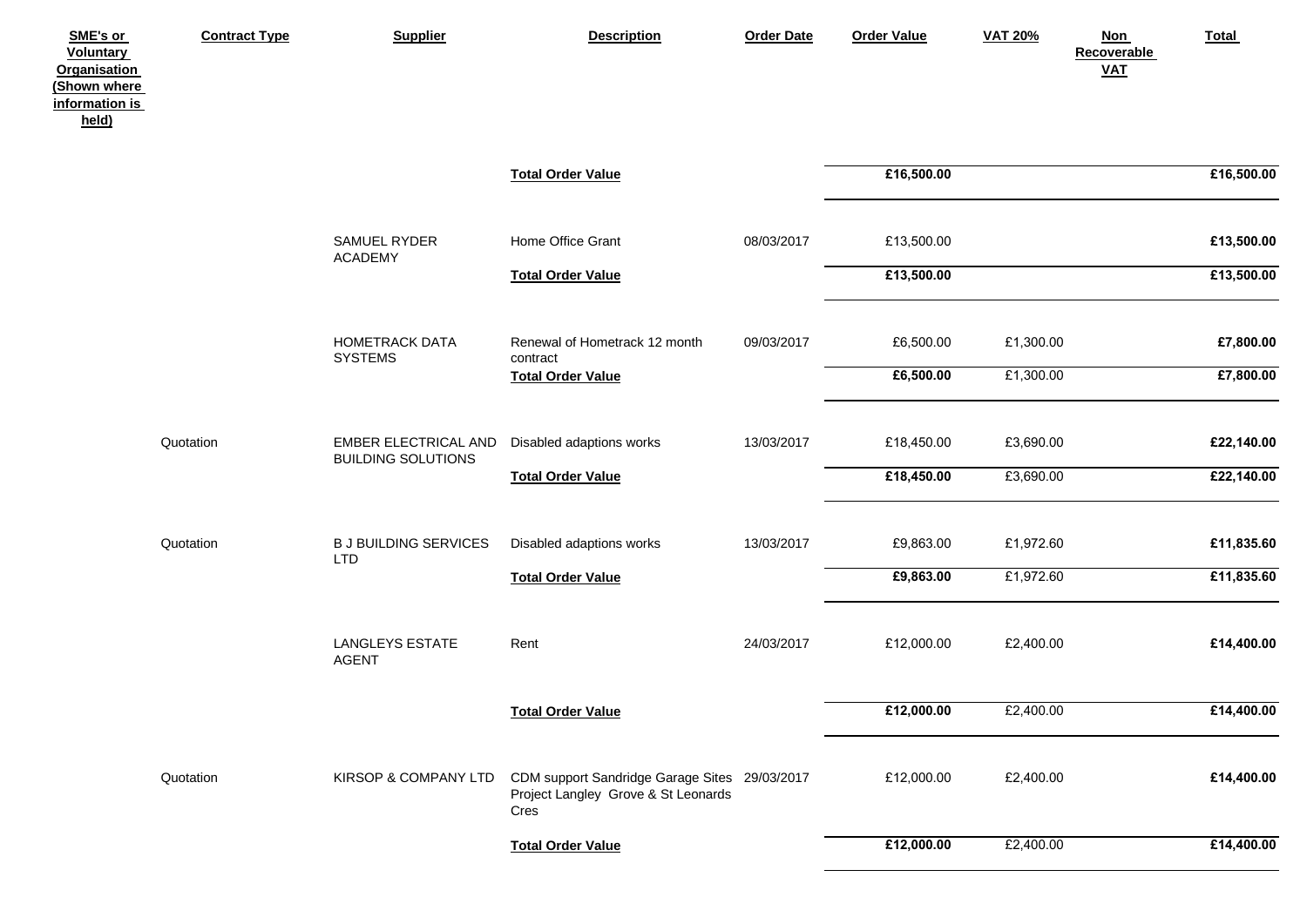| SME's or Voluntary Organisation (Shown where information is held) | Contract Type | Supplier | Description | Order Date | Order Value | VAT 20% | Non Recoverable VAT | Total |
|---|---|---|---|---|---|---|---|---|
| | | | **Total Order Value** | | **£16,500.00** | | | **£16,500.00** |
| | | SAMUEL RYDER ACADEMY | Home Office Grant | 08/03/2017 | £13,500.00 | | | **£13,500.00** |
| | | | **Total Order Value** | | **£13,500.00** | | | **£13,500.00** |
| | | HOMETRACK DATA SYSTEMS | Renewal of Hometrack 12 month contract | 09/03/2017 | £6,500.00 | £1,300.00 | | **£7,800.00** |
| | | | **Total Order Value** | | **£6,500.00** | £1,300.00 | | **£7,800.00** |
| | Quotation | EMBER ELECTRICAL AND BUILDING SOLUTIONS | Disabled adaptions works | 13/03/2017 | £18,450.00 | £3,690.00 | | **£22,140.00** |
| | | | **Total Order Value** | | **£18,450.00** | £3,690.00 | | **£22,140.00** |
| | Quotation | B J BUILDING SERVICES LTD | Disabled adaptions works | 13/03/2017 | £9,863.00 | £1,972.60 | | **£11,835.60** |
| | | | **Total Order Value** | | **£9,863.00** | £1,972.60 | | **£11,835.60** |
| | | LANGLEYS ESTATE AGENT | Rent | 24/03/2017 | £12,000.00 | £2,400.00 | | **£14,400.00** |
| | | | **Total Order Value** | | **£12,000.00** | £2,400.00 | | **£14,400.00** |
| | Quotation | KIRSOP & COMPANY LTD | CDM support Sandridge Garage Sites Project Langley Grove & St Leonards Cres | 29/03/2017 | £12,000.00 | £2,400.00 | | **£14,400.00** |
| | | | **Total Order Value** | | **£12,000.00** | £2,400.00 | | **£14,400.00** |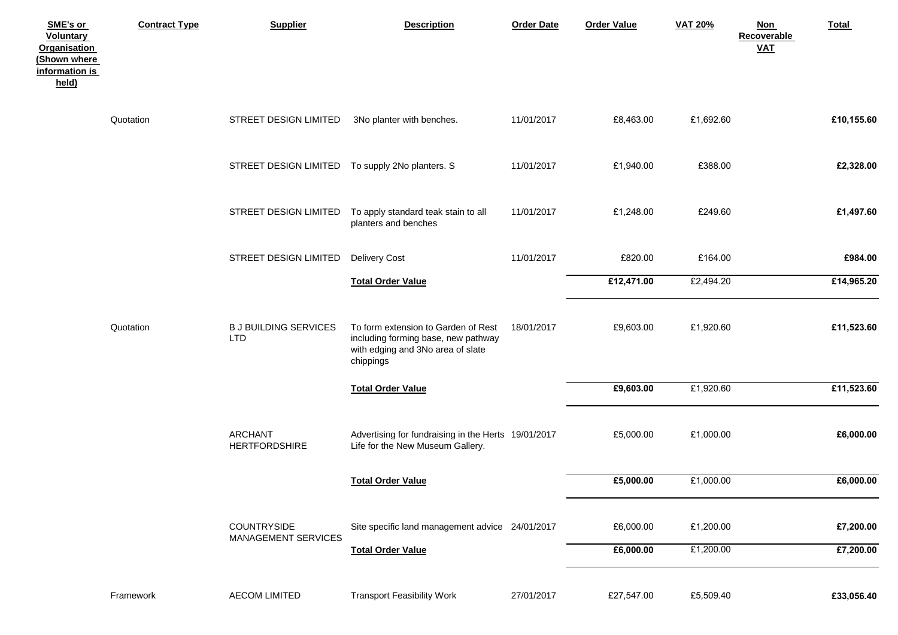| SME's or Voluntary Organisation (Shown where information is held) | Contract Type | Supplier | Description | Order Date | Order Value | VAT 20% | Non Recoverable VAT | Total |
|---|---|---|---|---|---|---|---|---|
| | Quotation | STREET DESIGN LIMITED | 3No planter with benches. | 11/01/2017 | £8,463.00 | £1,692.60 | | **£10,155.60** |
| | | STREET DESIGN LIMITED | To supply 2No planters. S | 11/01/2017 | £1,940.00 | £388.00 | | **£2,328.00** |
| | | STREET DESIGN LIMITED | To apply standard teak stain to all planters and benches | 11/01/2017 | £1,248.00 | £249.60 | | **£1,497.60** |
| | | STREET DESIGN LIMITED | Delivery Cost | 11/01/2017 | £820.00 | £164.00 | | **£984.00** |
| | | | **Total Order Value** | | **£12,471.00** | £2,494.20 | | **£14,965.20** |
| | Quotation | B J BUILDING SERVICES LTD | To form extension to Garden of Rest including forming base, new pathway with edging and 3No area of slate chippings | 18/01/2017 | £9,603.00 | £1,920.60 | | **£11,523.60** |
| | | | **Total Order Value** | | **£9,603.00** | £1,920.60 | | **£11,523.60** |
| | | ARCHANT HERTFORDSHIRE | Advertising for fundraising in the Herts Life for the New Museum Gallery. | 19/01/2017 | £5,000.00 | £1,000.00 | | **£6,000.00** |
| | | | **Total Order Value** | | **£5,000.00** | £1,000.00 | | **£6,000.00** |
| | | COUNTRYSIDE MANAGEMENT SERVICES | Site specific land management advice | 24/01/2017 | £6,000.00 | £1,200.00 | | **£7,200.00** |
| | | | **Total Order Value** | | **£6,000.00** | £1,200.00 | | **£7,200.00** |
| | Framework | AECOM LIMITED | Transport Feasibility Work | 27/01/2017 | £27,547.00 | £5,509.40 | | **£33,056.40** |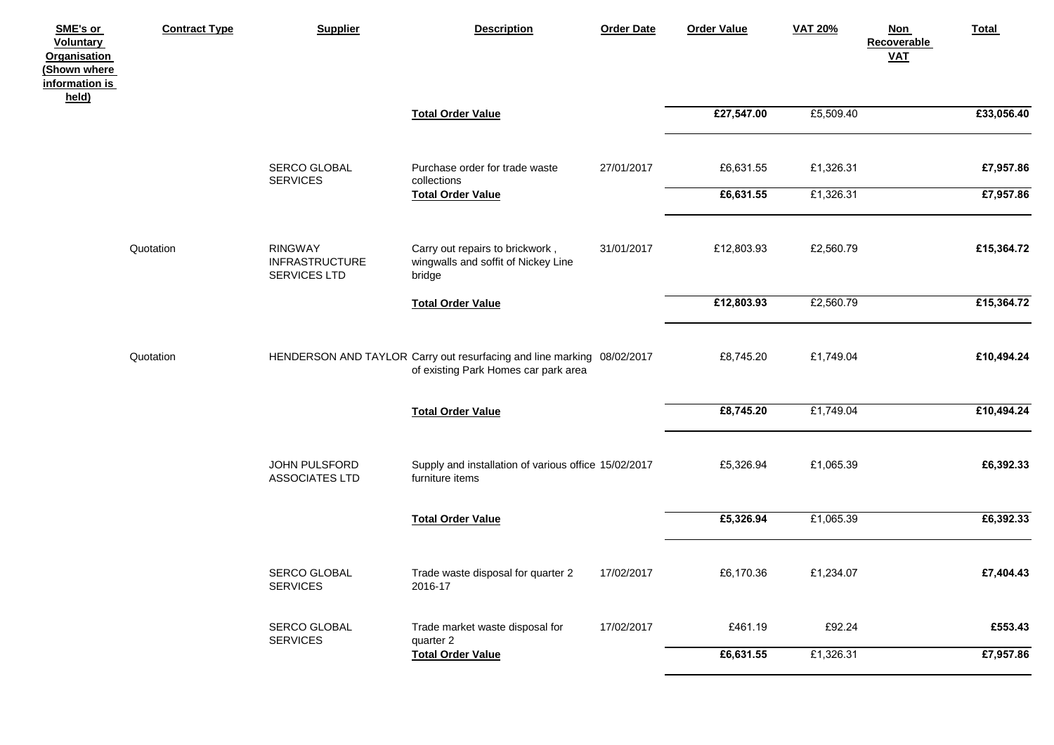| SME's or Voluntary Organisation (Shown where information is held) | Contract Type | Supplier | Description | Order Date | Order Value | VAT 20% | Non Recoverable VAT | Total |
|---|---|---|---|---|---|---|---|---|
| | | | **Total Order Value** | | **£27,547.00** | £5,509.40 | | **£33,056.40** |
| | | SERCO GLOBAL SERVICES | Purchase order for trade waste collections | 27/01/2017 | £6,631.55 | £1,326.31 | | **£7,957.86** |
| | | | **Total Order Value** | | **£6,631.55** | £1,326.31 | | **£7,957.86** |
| | Quotation | RINGWAY INFRASTRUCTURE SERVICES LTD | Carry out repairs to brickwork , wingwalls and soffit of Nickey Line bridge | 31/01/2017 | £12,803.93 | £2,560.79 | | **£15,364.72** |
| | | | **Total Order Value** | | **£12,803.93** | £2,560.79 | | **£15,364.72** |
| | Quotation | HENDERSON AND TAYLOR | Carry out resurfacing and line marking of existing Park Homes car park area | 08/02/2017 | £8,745.20 | £1,749.04 | | **£10,494.24** |
| | | | **Total Order Value** | | **£8,745.20** | £1,749.04 | | **£10,494.24** |
| | | JOHN PULSFORD ASSOCIATES LTD | Supply and installation of various office furniture items | 15/02/2017 | £5,326.94 | £1,065.39 | | **£6,392.33** |
| | | | **Total Order Value** | | **£5,326.94** | £1,065.39 | | **£6,392.33** |
| | | SERCO GLOBAL SERVICES | Trade waste disposal for quarter 2 2016-17 | 17/02/2017 | £6,170.36 | £1,234.07 | | **£7,404.43** |
| | | SERCO GLOBAL SERVICES | Trade market waste disposal for quarter 2 | 17/02/2017 | £461.19 | £92.24 | | **£553.43** |
| | | | **Total Order Value** | | **£6,631.55** | £1,326.31 | | **£7,957.86** |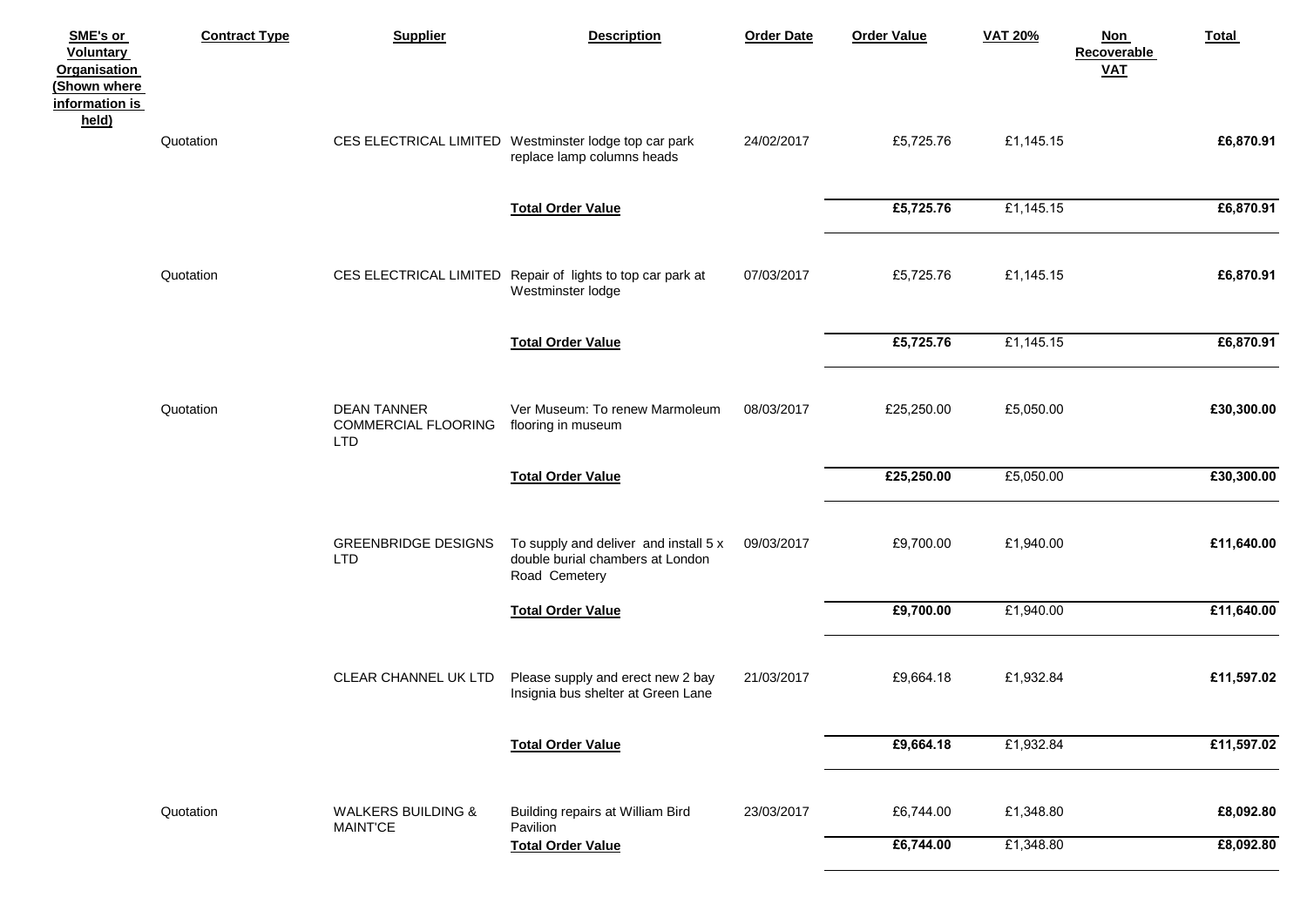| SME's or Voluntary Organisation (Shown where information is held) | Contract Type | Supplier | Description | Order Date | Order Value | VAT 20% | Non Recoverable VAT | Total |
|---|---|---|---|---|---|---|---|---|
| | Quotation | CES ELECTRICAL LIMITED | Westminster lodge top car park replace lamp columns heads | 24/02/2017 | £5,725.76 | £1,145.15 | | **£6,870.91** |
| | | | **Total Order Value** | | **£5,725.76** | £1,145.15 | | **£6,870.91** |
| | Quotation | CES ELECTRICAL LIMITED | Repair of lights to top car park at Westminster lodge | 07/03/2017 | £5,725.76 | £1,145.15 | | **£6,870.91** |
| | | | **Total Order Value** | | **£5,725.76** | £1,145.15 | | **£6,870.91** |
| | Quotation | DEAN TANNER COMMERCIAL FLOORING LTD | Ver Museum: To renew Marmoleum flooring in museum | 08/03/2017 | £25,250.00 | £5,050.00 | | **£30,300.00** |
| | | | **Total Order Value** | | **£25,250.00** | £5,050.00 | | **£30,300.00** |
| | | GREENBRIDGE DESIGNS LTD | To supply and deliver and install 5 x double burial chambers at London Road Cemetery | 09/03/2017 | £9,700.00 | £1,940.00 | | **£11,640.00** |
| | | | **Total Order Value** | | **£9,700.00** | £1,940.00 | | **£11,640.00** |
| | | CLEAR CHANNEL UK LTD | Please supply and erect new 2 bay Insignia bus shelter at Green Lane | 21/03/2017 | £9,664.18 | £1,932.84 | | **£11,597.02** |
| | | | **Total Order Value** | | **£9,664.18** | £1,932.84 | | **£11,597.02** |
| | Quotation | WALKERS BUILDING & MAINT'CE | Building repairs at William Bird Pavilion | 23/03/2017 | £6,744.00 | £1,348.80 | | **£8,092.80** |
| | | | **Total Order Value** | | **£6,744.00** | £1,348.80 | | **£8,092.80** |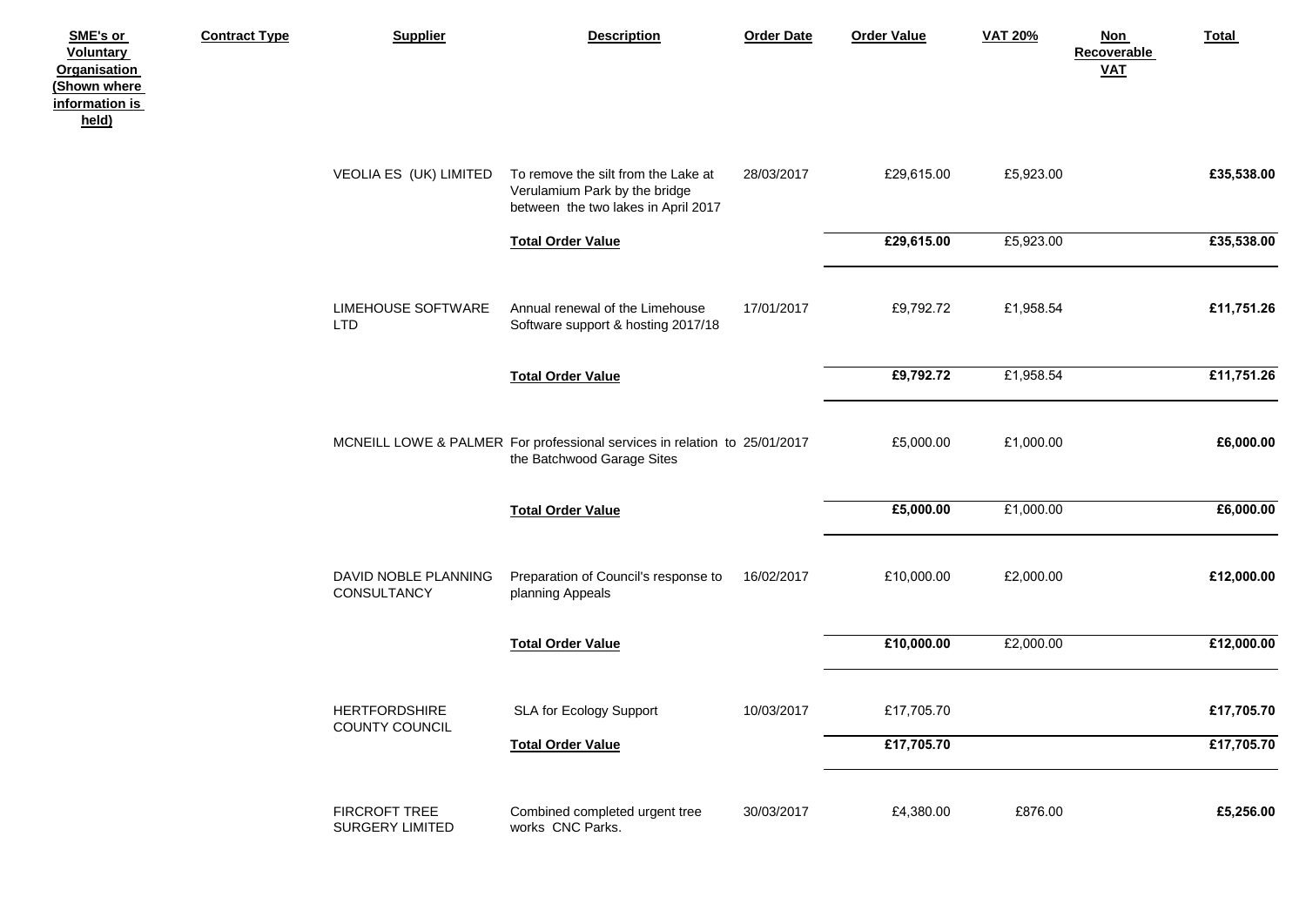| SME's or Voluntary Organisation (Shown where information is held) | Contract Type | Supplier | Description | Order Date | Order Value | VAT 20% | Non Recoverable VAT | Total |
|---|---|---|---|---|---|---|---|---|
| | | VEOLIA ES (UK) LIMITED | To remove the silt from the Lake at Verulamium Park by the bridge between the two lakes in April 2017 | 28/03/2017 | £29,615.00 | £5,923.00 | | **£35,538.00** |
| | | | **Total Order Value** | | **£29,615.00** | £5,923.00 | | **£35,538.00** |
| | | LIMEHOUSE SOFTWARE LTD | Annual renewal of the Limehouse Software support & hosting 2017/18 | 17/01/2017 | £9,792.72 | £1,958.54 | | **£11,751.26** |
| | | | **Total Order Value** | | **£9,792.72** | £1,958.54 | | **£11,751.26** |
| | | MCNEILL LOWE & PALMER | For professional services in relation to the Batchwood Garage Sites | 25/01/2017 | £5,000.00 | £1,000.00 | | **£6,000.00** |
| | | | **Total Order Value** | | **£5,000.00** | £1,000.00 | | **£6,000.00** |
| | | DAVID NOBLE PLANNING CONSULTANCY | Preparation of Council's response to planning Appeals | 16/02/2017 | £10,000.00 | £2,000.00 | | **£12,000.00** |
| | | | **Total Order Value** | | **£10,000.00** | £2,000.00 | | **£12,000.00** |
| | | HERTFORDSHIRE COUNTY COUNCIL | SLA for Ecology Support | 10/03/2017 | £17,705.70 | | | **£17,705.70** |
| | | | **Total Order Value** | | **£17,705.70** | | | **£17,705.70** |
| | | FIRCROFT TREE SURGERY LIMITED | Combined completed urgent tree works CNC Parks. | 30/03/2017 | £4,380.00 | £876.00 | | **£5,256.00** |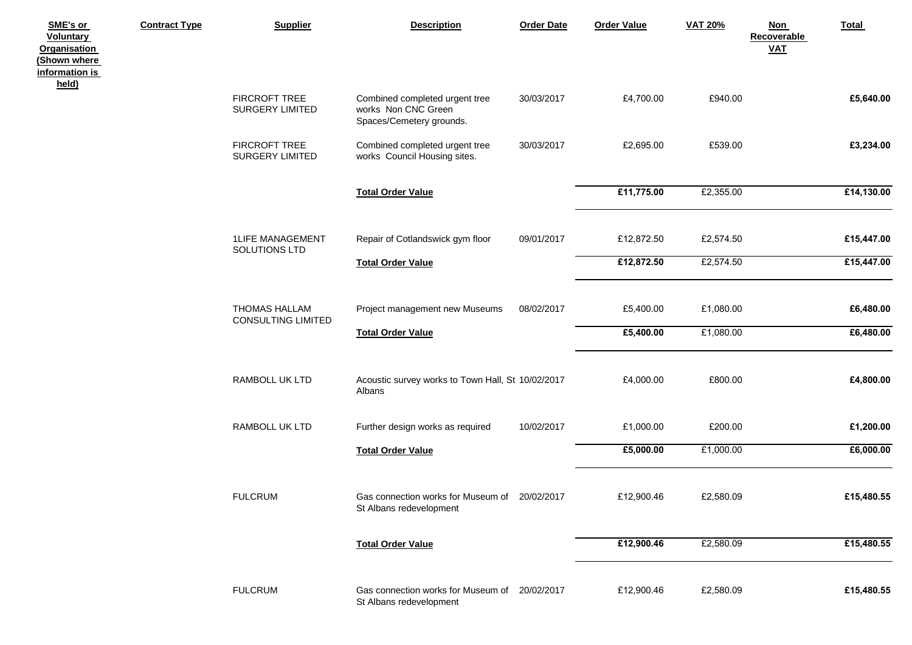| SME's or Voluntary Organisation (Shown where information is held) | Contract Type | Supplier | Description | Order Date | Order Value | VAT 20% | Non Recoverable VAT | Total |
|---|---|---|---|---|---|---|---|---|
| | | FIRCROFT TREE SURGERY LIMITED | Combined completed urgent tree works Non CNC Green Spaces/Cemetery grounds. | 30/03/2017 | £4,700.00 | £940.00 | | **£5,640.00** |
| | | FIRCROFT TREE SURGERY LIMITED | Combined completed urgent tree works Council Housing sites. | 30/03/2017 | £2,695.00 | £539.00 | | **£3,234.00** |
| | | | **Total Order Value** | | **£11,775.00** | £2,355.00 | | **£14,130.00** |
| | | 1LIFE MANAGEMENT SOLUTIONS LTD | Repair of Cotlandswick gym floor | 09/01/2017 | £12,872.50 | £2,574.50 | | **£15,447.00** |
| | | | **Total Order Value** | | **£12,872.50** | £2,574.50 | | **£15,447.00** |
| | | THOMAS HALLAM CONSULTING LIMITED | Project management new Museums | 08/02/2017 | £5,400.00 | £1,080.00 | | **£6,480.00** |
| | | | **Total Order Value** | | **£5,400.00** | £1,080.00 | | **£6,480.00** |
| | | RAMBOLL UK LTD | Acoustic survey works to Town Hall, St Albans | 10/02/2017 | £4,000.00 | £800.00 | | **£4,800.00** |
| | | RAMBOLL UK LTD | Further design works as required | 10/02/2017 | £1,000.00 | £200.00 | | **£1,200.00** |
| | | | **Total Order Value** | | **£5,000.00** | £1,000.00 | | **£6,000.00** |
| | | FULCRUM | Gas connection works for Museum of St Albans redevelopment | 20/02/2017 | £12,900.46 | £2,580.09 | | **£15,480.55** |
| | | | **Total Order Value** | | **£12,900.46** | £2,580.09 | | **£15,480.55** |
| | | FULCRUM | Gas connection works for Museum of St Albans redevelopment | 20/02/2017 | £12,900.46 | £2,580.09 | | **£15,480.55** |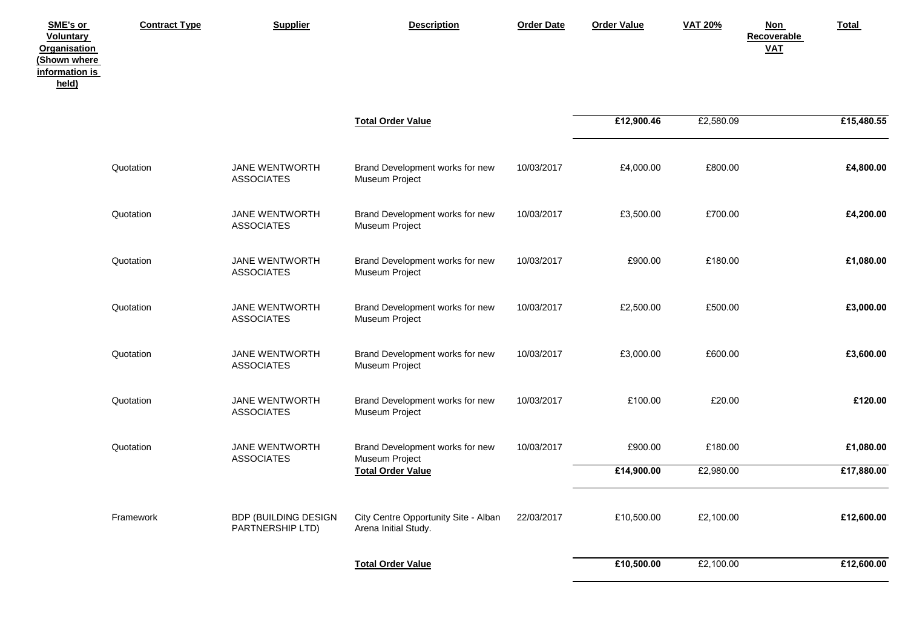| SME's or Voluntary Organisation (Shown where information is held) | Contract Type | Supplier | Description | Order Date | Order Value | VAT 20% | Non Recoverable VAT | Total |
|---|---|---|---|---|---|---|---|---|
| | | | **Total Order Value** | | **£12,900.46** | £2,580.09 | | **£15,480.55** |
| | Quotation | JANE WENTWORTH ASSOCIATES | Brand Development works for new Museum Project | 10/03/2017 | £4,000.00 | £800.00 | | **£4,800.00** |
| | Quotation | JANE WENTWORTH ASSOCIATES | Brand Development works for new Museum Project | 10/03/2017 | £3,500.00 | £700.00 | | **£4,200.00** |
| | Quotation | JANE WENTWORTH ASSOCIATES | Brand Development works for new Museum Project | 10/03/2017 | £900.00 | £180.00 | | **£1,080.00** |
| | Quotation | JANE WENTWORTH ASSOCIATES | Brand Development works for new Museum Project | 10/03/2017 | £2,500.00 | £500.00 | | **£3,000.00** |
| | Quotation | JANE WENTWORTH ASSOCIATES | Brand Development works for new Museum Project | 10/03/2017 | £3,000.00 | £600.00 | | **£3,600.00** |
| | Quotation | JANE WENTWORTH ASSOCIATES | Brand Development works for new Museum Project | 10/03/2017 | £100.00 | £20.00 | | **£120.00** |
| | Quotation | JANE WENTWORTH ASSOCIATES | Brand Development works for new Museum Project | 10/03/2017 | £900.00 | £180.00 | | **£1,080.00** |
| | | | **Total Order Value** | | **£14,900.00** | £2,980.00 | | **£17,880.00** |
| | Framework | BDP (BUILDING DESIGN PARTNERSHIP LTD) | City Centre Opportunity Site - Alban Arena Initial Study. | 22/03/2017 | £10,500.00 | £2,100.00 | | **£12,600.00** |
| | | | **Total Order Value** | | **£10,500.00** | £2,100.00 | | **£12,600.00** |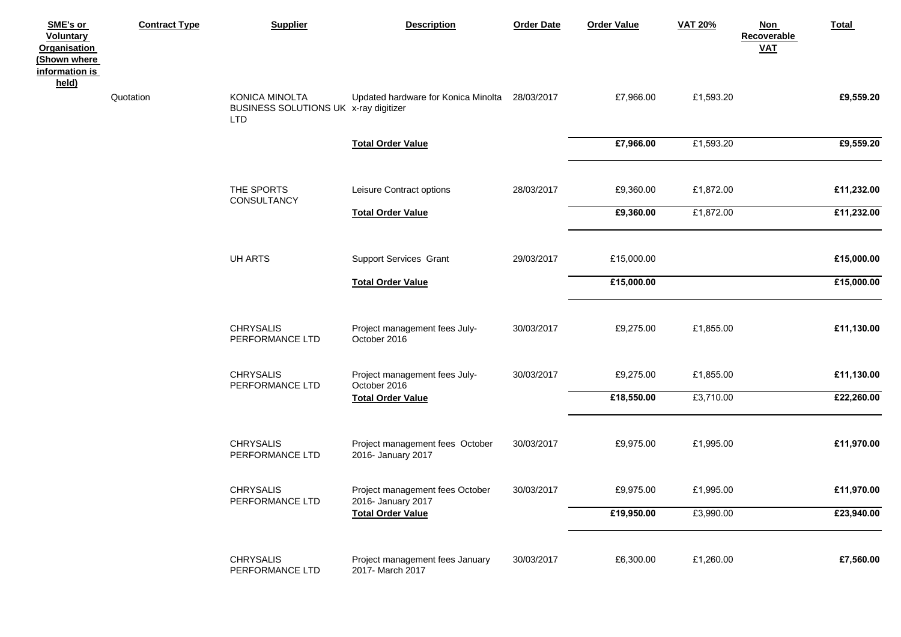| SME's or Voluntary Organisation (Shown where information is held) | Contract Type | Supplier | Description | Order Date | Order Value | VAT 20% | Non Recoverable VAT | Total |
|---|---|---|---|---|---|---|---|---|
| | Quotation | KONICA MINOLTA BUSINESS SOLUTIONS UK LTD | Updated hardware for Konica Minolta x-ray digitizer | 28/03/2017 | £7,966.00 | £1,593.20 | | **£9,559.20** |
| | | | **Total Order Value** | | **£7,966.00** | £1,593.20 | | **£9,559.20** |
| | | THE SPORTS CONSULTANCY | Leisure Contract options | 28/03/2017 | £9,360.00 | £1,872.00 | | **£11,232.00** |
| | | | **Total Order Value** | | **£9,360.00** | £1,872.00 | | **£11,232.00** |
| | | UH ARTS | Support Services Grant | 29/03/2017 | £15,000.00 | | | **£15,000.00** |
| | | | **Total Order Value** | | **£15,000.00** | | | **£15,000.00** |
| | | CHRYSALIS PERFORMANCE LTD | Project management fees July-October 2016 | 30/03/2017 | £9,275.00 | £1,855.00 | | **£11,130.00** |
| | | CHRYSALIS PERFORMANCE LTD | Project management fees July-October 2016 | 30/03/2017 | £9,275.00 | £1,855.00 | | **£11,130.00** |
| | | | **Total Order Value** | | **£18,550.00** | £3,710.00 | | **£22,260.00** |
| | | CHRYSALIS PERFORMANCE LTD | Project management fees October 2016- January 2017 | 30/03/2017 | £9,975.00 | £1,995.00 | | **£11,970.00** |
| | | CHRYSALIS PERFORMANCE LTD | Project management fees October 2016- January 2017 | 30/03/2017 | £9,975.00 | £1,995.00 | | **£11,970.00** |
| | | | **Total Order Value** | | **£19,950.00** | £3,990.00 | | **£23,940.00** |
| | | CHRYSALIS PERFORMANCE LTD | Project management fees January 2017- March 2017 | 30/03/2017 | £6,300.00 | £1,260.00 | | **£7,560.00** |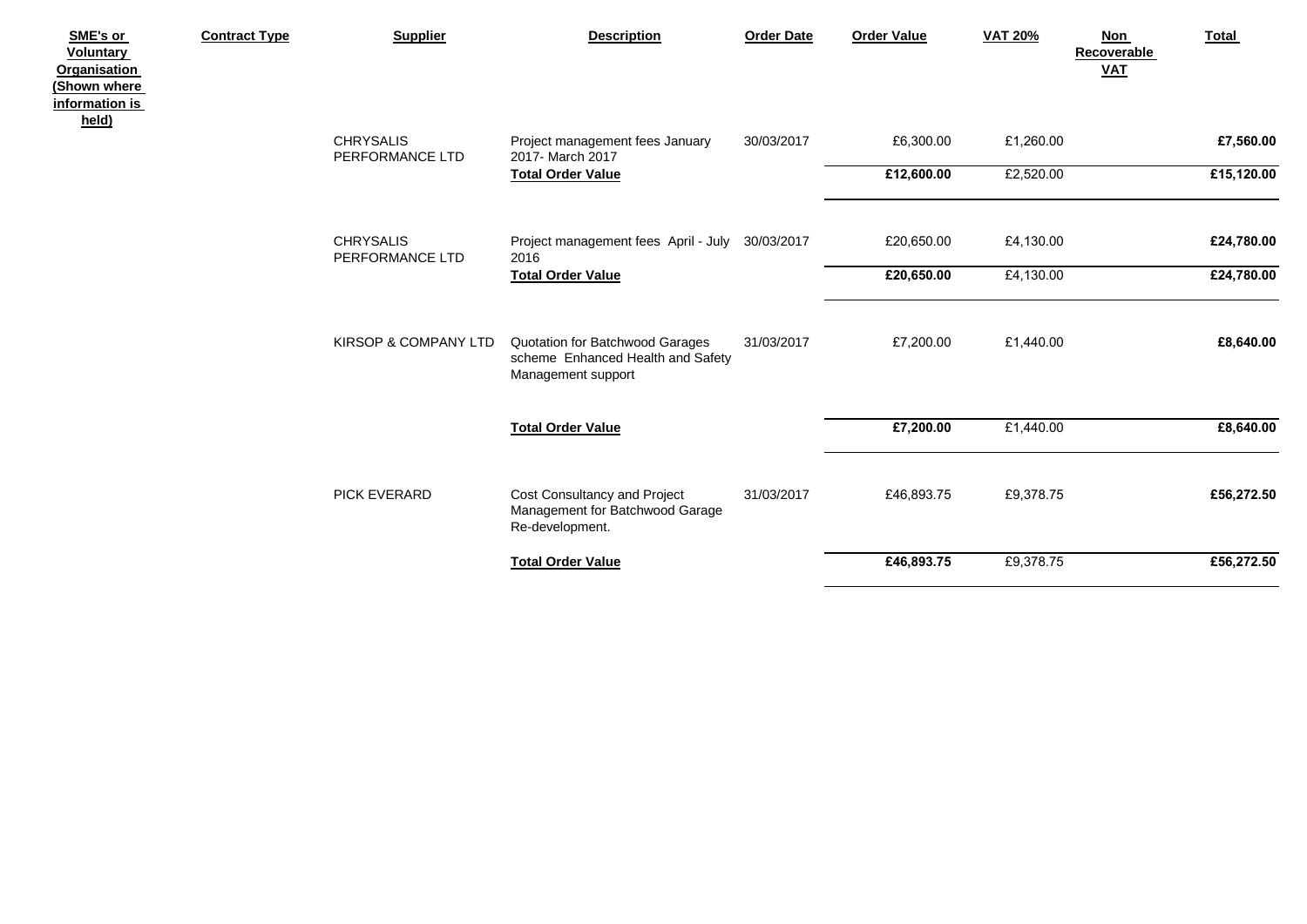| SME's or Voluntary Organisation (Shown where information is held) | Contract Type | Supplier | Description | Order Date | Order Value | VAT 20% | Non Recoverable VAT | Total |
|---|---|---|---|---|---|---|---|---|
| | | CHRYSALIS PERFORMANCE LTD | Project management fees January 2017- March 2017 | 30/03/2017 | £6,300.00 | £1,260.00 | | **£7,560.00** |
| | | | **Total Order Value** | | **£12,600.00** | £2,520.00 | | **£15,120.00** |
| | | CHRYSALIS PERFORMANCE LTD | Project management fees April - July 2016 | 30/03/2017 | £20,650.00 | £4,130.00 | | **£24,780.00** |
| | | | **Total Order Value** | | **£20,650.00** | £4,130.00 | | **£24,780.00** |
| | | KIRSOP & COMPANY LTD | Quotation for Batchwood Garages scheme Enhanced Health and Safety Management support | 31/03/2017 | £7,200.00 | £1,440.00 | | **£8,640.00** |
| | | | **Total Order Value** | | **£7,200.00** | £1,440.00 | | **£8,640.00** |
| | | PICK EVERARD | Cost Consultancy and Project Management for Batchwood Garage Re-development. | 31/03/2017 | £46,893.75 | £9,378.75 | | **£56,272.50** |
| | | | **Total Order Value** | | **£46,893.75** | £9,378.75 | | **£56,272.50** |